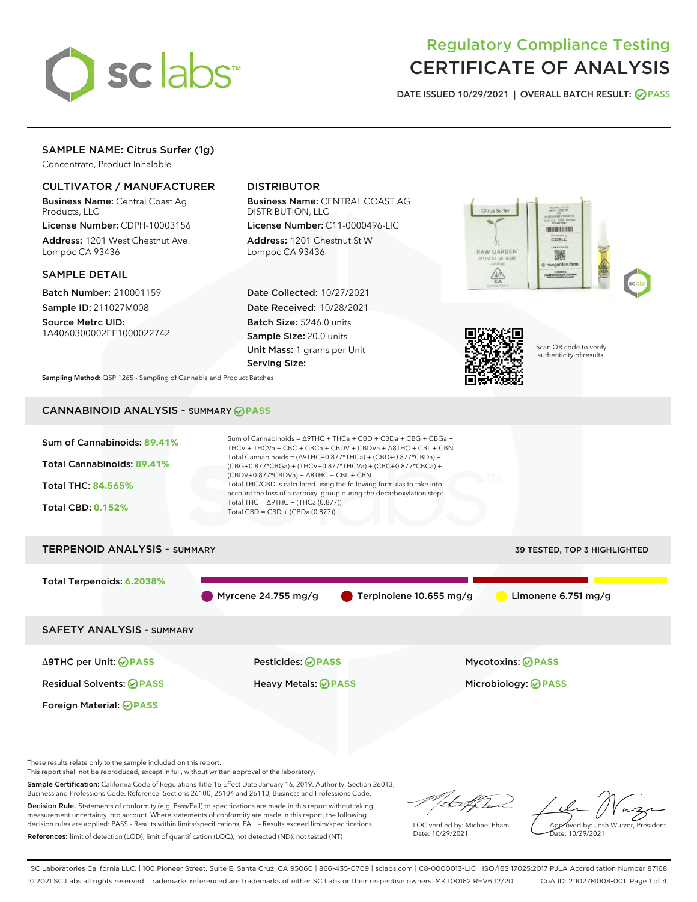# Regulatory Compliance Testing
# CERTIFICATE OF ANALYSIS

DATE ISSUED 10/29/2021 | OVERALL BATCH RESULT: PASS

## SAMPLE NAME: Citrus Surfer (1g)

Concentrate, Product Inhalable

### CULTIVATOR / MANUFACTURER

**Business Name:** Central Coast Ag Products, LLC

**License Number:** CDPH-10003156

**Address:** 1201 West Chestnut Ave. Lompoc CA 93436

### DISTRIBUTOR

**Business Name:** CENTRAL COAST AG DISTRIBUTION, LLC

**License Number:** C11-0000496-LIC

**Address:** 1201 Chestnut St W Lompoc CA 93436

### SAMPLE DETAIL

**Batch Number:** 210001159

**Sample ID:** 211027M008

**Source Metrc UID:** 1A4060300002EE1000022742

**Date Collected:** 10/27/2021

**Date Received:** 10/28/2021

**Batch Size:** 5246.0 units

**Sample Size:** 20.0 units

**Unit Mass:** 1 grams per Unit

**Serving Size:**

Scan QR code to verify authenticity of results.

**Sampling Method:** QSP 1265 - Sampling of Cannabis and Product Batches

## CANNABINOID ANALYSIS - SUMMARY PASS

Sum of Cannabinoids: **89.41%**

Total Cannabinoids: **89.41%**

Total THC: **84.565%**

Total CBD: **0.152%**

Sum of Cannabinoids = Δ9THC + THCa + CBD + CBDa + CBG + CBGa + THCV + THCVa + CBC + CBCa + CBDV + CBDVa + Δ8THC + CBL + CBN

Total Cannabinoids = (Δ9THC+0.877*THCa) + (CBD+0.877*CBDa) + (CBG+0.877*CBGa) + (THCV+0.877*THCVa) + (CBC+0.877*CBCa) + (CBDV+0.877*CBDVa) + Δ8THC + CBL + CBN

Total THC/CBD is calculated using the following formulas to take into account the loss of a carboxyl group during the decarboxylation step:

Total THC = Δ9THC + (THCa (0.877))

Total CBD = CBD + (CBDa (0.877))

## TERPENOID ANALYSIS - SUMMARY

39 TESTED, TOP 3 HIGHLIGHTED

Total Terpenoids: **6.2038%**

Myrcene 24.755 mg/g | Terpinolene 10.655 mg/g | Limonene 6.751 mg/g

## SAFETY ANALYSIS - SUMMARY

| | | |
|---|---|---|
| Δ9THC per Unit: PASS | Pesticides: PASS | Mycotoxins: PASS |
| Residual Solvents: PASS | Heavy Metals: PASS | Microbiology: PASS |
| Foreign Material: PASS | | |

These results relate only to the sample included on this report.
This report shall not be reproduced, except in full, without written approval of the laboratory.

**Sample Certification:** California Code of Regulations Title 16 Effect Date January 16, 2019. Authority: Section 26013, Business and Professions Code. Reference: Sections 26100, 26104 and 26110, Business and Professions Code.

**Decision Rule:** Statements of conformity (e.g. Pass/Fail) to specifications are made in this report without taking measurement uncertainty into account. Where statements of conformity are made in this report, the following decision rules are applied: PASS – Results within limits/specifications, FAIL – Results exceed limits/specifications.

**References:** limit of detection (LOD), limit of quantification (LOQ), not detected (ND), not tested (NT)

LQC verified by: Michael Pham
Date: 10/29/2021

Approved by: Josh Wurzer, President
Date: 10/29/2021

SC Laboratories California LLC. | 100 Pioneer Street, Suite E, Santa Cruz, CA 95060 | 866-435-0709 | sclabs.com | C8-0000013-LIC | ISO/IES 17025:2017 PJLA Accreditation Number 87168
© 2021 SC Labs all rights reserved. Trademarks referenced are trademarks of either SC Labs or their respective owners. MKT00162 REV6 12/20 CoA ID: 211027M008-001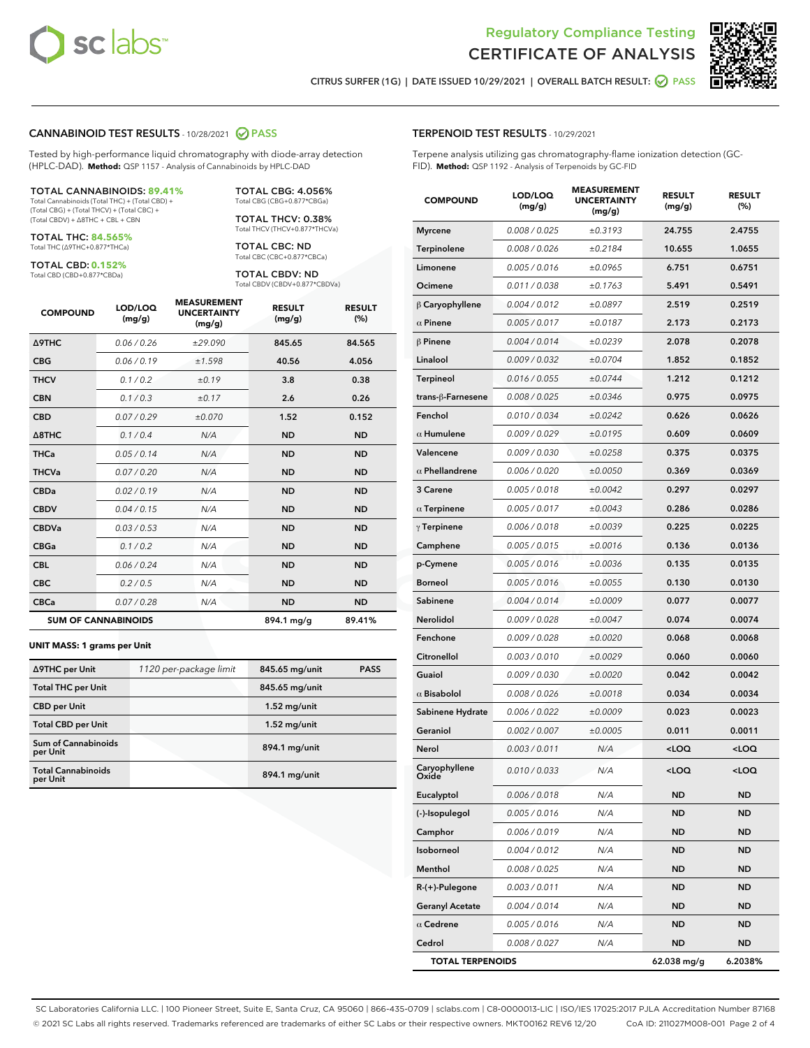Regulatory Compliance Testing
# CERTIFICATE OF ANALYSIS

CITRUS SURFER (1G) | DATE ISSUED 10/29/2021 | OVERALL BATCH RESULT: PASS

## CANNABINOID TEST RESULTS - 10/28/2021 PASS

Tested by high-performance liquid chromatography with diode-array detection (HPLC-DAD). **Method:** QSP 1157 - Analysis of Cannabinoids by HPLC-DAD

**TOTAL CANNABINOIDS: 89.41%**
Total Cannabinoids (Total THC) + (Total CBD) + (Total CBG) + (Total THCV) + (Total CBC) + (Total CBDV) + Δ8THC + CBL + CBN

**TOTAL THC: 84.565%**
Total THC (Δ9THC+0.877*THCa)

**TOTAL CBD: 0.152%**
Total CBD (CBD+0.877*CBDa)

**TOTAL CBG: 4.056%**
Total CBG (CBG+0.877*CBGa)

**TOTAL THCV: 0.38%**
Total THCV (THCV+0.877*THCVa)

**TOTAL CBC: ND**
Total CBC (CBC+0.877*CBCa)

**TOTAL CBDV: ND**
Total CBDV (CBDV+0.877*CBDVa)

| COMPOUND | LOD/LOQ (mg/g) | MEASUREMENT UNCERTAINTY (mg/g) | RESULT (mg/g) | RESULT (%) |
|---|---|---|---|---|
| Δ9THC | 0.06 / 0.26 | ±29.090 | 845.65 | 84.565 |
| CBG | 0.06 / 0.19 | ±1.598 | 40.56 | 4.056 |
| THCV | 0.1 / 0.2 | ±0.19 | 3.8 | 0.38 |
| CBN | 0.1 / 0.3 | ±0.17 | 2.6 | 0.26 |
| CBD | 0.07 / 0.29 | ±0.070 | 1.52 | 0.152 |
| Δ8THC | 0.1 / 0.4 | N/A | ND | ND |
| THCa | 0.05 / 0.14 | N/A | ND | ND |
| THCVa | 0.07 / 0.20 | N/A | ND | ND |
| CBDa | 0.02 / 0.19 | N/A | ND | ND |
| CBDV | 0.04 / 0.15 | N/A | ND | ND |
| CBDVa | 0.03 / 0.53 | N/A | ND | ND |
| CBGa | 0.1 / 0.2 | N/A | ND | ND |
| CBL | 0.06 / 0.24 | N/A | ND | ND |
| CBC | 0.2 / 0.5 | N/A | ND | ND |
| CBCa | 0.07 / 0.28 | N/A | ND | ND |
| **SUM OF CANNABINOIDS** | | | 894.1 mg/g | 89.41% |

**UNIT MASS: 1 grams per Unit**

| | | | |
|---|---|---|---|
| Δ9THC per Unit | 1120 per-package limit | 845.65 mg/unit | PASS |
| Total THC per Unit | | 845.65 mg/unit | |
| CBD per Unit | | 1.52 mg/unit | |
| Total CBD per Unit | | 1.52 mg/unit | |
| Sum of Cannabinoids per Unit | | 894.1 mg/unit | |
| Total Cannabinoids per Unit | | 894.1 mg/unit | |

## TERPENOID TEST RESULTS - 10/29/2021

Terpene analysis utilizing gas chromatography-flame ionization detection (GC-FID). **Method:** QSP 1192 - Analysis of Terpenoids by GC-FID

| COMPOUND | LOD/LOQ (mg/g) | MEASUREMENT UNCERTAINTY (mg/g) | RESULT (mg/g) | RESULT (%) |
|---|---|---|---|---|
| Myrcene | 0.008 / 0.025 | ±0.3193 | 24.755 | 2.4755 |
| Terpinolene | 0.008 / 0.026 | ±0.2184 | 10.655 | 1.0655 |
| Limonene | 0.005 / 0.016 | ±0.0965 | 6.751 | 0.6751 |
| Ocimene | 0.011 / 0.038 | ±0.1763 | 5.491 | 0.5491 |
| β Caryophyllene | 0.004 / 0.012 | ±0.0897 | 2.519 | 0.2519 |
| α Pinene | 0.005 / 0.017 | ±0.0187 | 2.173 | 0.2173 |
| β Pinene | 0.004 / 0.014 | ±0.0239 | 2.078 | 0.2078 |
| Linalool | 0.009 / 0.032 | ±0.0704 | 1.852 | 0.1852 |
| Terpineol | 0.016 / 0.055 | ±0.0744 | 1.212 | 0.1212 |
| trans-β-Farnesene | 0.008 / 0.025 | ±0.0346 | 0.975 | 0.0975 |
| Fenchol | 0.010 / 0.034 | ±0.0242 | 0.626 | 0.0626 |
| α Humulene | 0.009 / 0.029 | ±0.0195 | 0.609 | 0.0609 |
| Valencene | 0.009 / 0.030 | ±0.0258 | 0.375 | 0.0375 |
| α Phellandrene | 0.006 / 0.020 | ±0.0050 | 0.369 | 0.0369 |
| 3 Carene | 0.005 / 0.018 | ±0.0042 | 0.297 | 0.0297 |
| α Terpinene | 0.005 / 0.017 | ±0.0043 | 0.286 | 0.0286 |
| γ Terpinene | 0.006 / 0.018 | ±0.0039 | 0.225 | 0.0225 |
| Camphene | 0.005 / 0.015 | ±0.0016 | 0.136 | 0.0136 |
| p-Cymene | 0.005 / 0.016 | ±0.0036 | 0.135 | 0.0135 |
| Borneol | 0.005 / 0.016 | ±0.0055 | 0.130 | 0.0130 |
| Sabinene | 0.004 / 0.014 | ±0.0009 | 0.077 | 0.0077 |
| Nerolidol | 0.009 / 0.028 | ±0.0047 | 0.074 | 0.0074 |
| Fenchone | 0.009 / 0.028 | ±0.0020 | 0.068 | 0.0068 |
| Citronellol | 0.003 / 0.010 | ±0.0029 | 0.060 | 0.0060 |
| Guaiol | 0.009 / 0.030 | ±0.0020 | 0.042 | 0.0042 |
| α Bisabolol | 0.008 / 0.026 | ±0.0018 | 0.034 | 0.0034 |
| Sabinene Hydrate | 0.006 / 0.022 | ±0.0009 | 0.023 | 0.0023 |
| Geraniol | 0.002 / 0.007 | ±0.0005 | 0.011 | 0.0011 |
| Nerol | 0.003 / 0.011 | N/A | <LOQ | <LOQ |
| Caryophyllene Oxide | 0.010 / 0.033 | N/A | <LOQ | <LOQ |
| Eucalyptol | 0.006 / 0.018 | N/A | ND | ND |
| (-)-Isopulegol | 0.005 / 0.016 | N/A | ND | ND |
| Camphor | 0.006 / 0.019 | N/A | ND | ND |
| Isoborneol | 0.004 / 0.012 | N/A | ND | ND |
| Menthol | 0.008 / 0.025 | N/A | ND | ND |
| R-(+)-Pulegone | 0.003 / 0.011 | N/A | ND | ND |
| Geranyl Acetate | 0.004 / 0.014 | N/A | ND | ND |
| α Cedrene | 0.005 / 0.016 | N/A | ND | ND |
| Cedrol | 0.008 / 0.027 | N/A | ND | ND |
| **TOTAL TERPENOIDS** | | | 62.038 mg/g | 6.2038% |

SC Laboratories California LLC. | 100 Pioneer Street, Suite E, Santa Cruz, CA 95060 | 866-435-0709 | sclabs.com | C8-0000013-LIC | ISO/IES 17025:2017 PJLA Accreditation Number 87168
© 2021 SC Labs all rights reserved. Trademarks referenced are trademarks of either SC Labs or their respective owners. MKT00162 REV6 12/20 CoA ID: 211027M008-001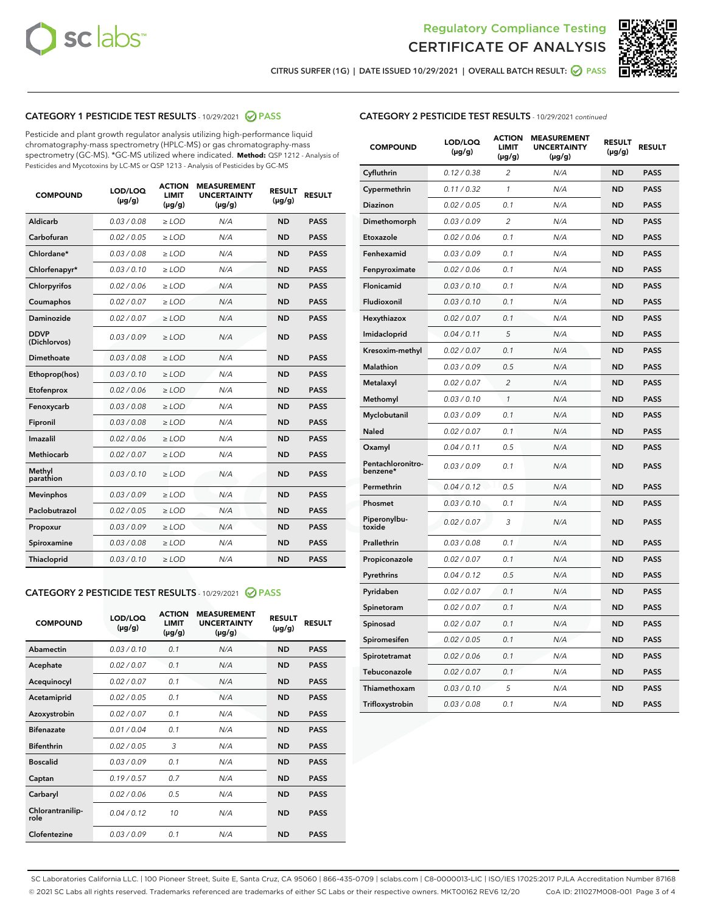Regulatory Compliance Testing
# CERTIFICATE OF ANALYSIS

CITRUS SURFER (1G) | DATE ISSUED 10/29/2021 | OVERALL BATCH RESULT: PASS

## CATEGORY 1 PESTICIDE TEST RESULTS - 10/29/2021 PASS

Pesticide and plant growth regulator analysis utilizing high-performance liquid chromatography-mass spectrometry (HPLC-MS) or gas chromatography-mass spectrometry (GC-MS). *GC-MS utilized where indicated. **Method:** QSP 1212 - Analysis of Pesticides and Mycotoxins by LC-MS or QSP 1213 - Analysis of Pesticides by GC-MS

| COMPOUND | LOD/LOQ (µg/g) | ACTION LIMIT (µg/g) | MEASUREMENT UNCERTAINTY (µg/g) | RESULT (µg/g) | RESULT |
|---|---|---|---|---|---|
| Aldicarb | 0.03 / 0.08 | ≥ LOD | N/A | ND | PASS |
| Carbofuran | 0.02 / 0.05 | ≥ LOD | N/A | ND | PASS |
| Chlordane* | 0.03 / 0.08 | ≥ LOD | N/A | ND | PASS |
| Chlorfenapyr* | 0.03 / 0.10 | ≥ LOD | N/A | ND | PASS |
| Chlorpyrifos | 0.02 / 0.06 | ≥ LOD | N/A | ND | PASS |
| Coumaphos | 0.02 / 0.07 | ≥ LOD | N/A | ND | PASS |
| Daminozide | 0.02 / 0.07 | ≥ LOD | N/A | ND | PASS |
| DDVP (Dichlorvos) | 0.03 / 0.09 | ≥ LOD | N/A | ND | PASS |
| Dimethoate | 0.03 / 0.08 | ≥ LOD | N/A | ND | PASS |
| Ethoprop(hos) | 0.03 / 0.10 | ≥ LOD | N/A | ND | PASS |
| Etofenprox | 0.02 / 0.06 | ≥ LOD | N/A | ND | PASS |
| Fenoxycarb | 0.03 / 0.08 | ≥ LOD | N/A | ND | PASS |
| Fipronil | 0.03 / 0.08 | ≥ LOD | N/A | ND | PASS |
| Imazalil | 0.02 / 0.06 | ≥ LOD | N/A | ND | PASS |
| Methiocarb | 0.02 / 0.07 | ≥ LOD | N/A | ND | PASS |
| Methyl parathion | 0.03 / 0.10 | ≥ LOD | N/A | ND | PASS |
| Mevinphos | 0.03 / 0.09 | ≥ LOD | N/A | ND | PASS |
| Paclobutrazol | 0.02 / 0.05 | ≥ LOD | N/A | ND | PASS |
| Propoxur | 0.03 / 0.09 | ≥ LOD | N/A | ND | PASS |
| Spiroxamine | 0.03 / 0.08 | ≥ LOD | N/A | ND | PASS |
| Thiacloprid | 0.03 / 0.10 | ≥ LOD | N/A | ND | PASS |

## CATEGORY 2 PESTICIDE TEST RESULTS - 10/29/2021 PASS

| COMPOUND | LOD/LOQ (µg/g) | ACTION LIMIT (µg/g) | MEASUREMENT UNCERTAINTY (µg/g) | RESULT (µg/g) | RESULT |
|---|---|---|---|---|---|
| Abamectin | 0.03 / 0.10 | 0.1 | N/A | ND | PASS |
| Acephate | 0.02 / 0.07 | 0.1 | N/A | ND | PASS |
| Acequinocyl | 0.02 / 0.07 | 0.1 | N/A | ND | PASS |
| Acetamiprid | 0.02 / 0.05 | 0.1 | N/A | ND | PASS |
| Azoxystrobin | 0.02 / 0.07 | 0.1 | N/A | ND | PASS |
| Bifenazate | 0.01 / 0.04 | 0.1 | N/A | ND | PASS |
| Bifenthrin | 0.02 / 0.05 | 3 | N/A | ND | PASS |
| Boscalid | 0.03 / 0.09 | 0.1 | N/A | ND | PASS |
| Captan | 0.19 / 0.57 | 0.7 | N/A | ND | PASS |
| Carbaryl | 0.02 / 0.06 | 0.5 | N/A | ND | PASS |
| Chlorantraniliprole | 0.04 / 0.12 | 10 | N/A | ND | PASS |
| Clofentezine | 0.03 / 0.09 | 0.1 | N/A | ND | PASS |
| Cyfluthrin | 0.12 / 0.38 | 2 | N/A | ND | PASS |
| Cypermethrin | 0.11 / 0.32 | 1 | N/A | ND | PASS |
| Diazinon | 0.02 / 0.05 | 0.1 | N/A | ND | PASS |
| Dimethomorph | 0.03 / 0.09 | 2 | N/A | ND | PASS |
| Etoxazole | 0.02 / 0.06 | 0.1 | N/A | ND | PASS |
| Fenhexamid | 0.03 / 0.09 | 0.1 | N/A | ND | PASS |
| Fenpyroximate | 0.02 / 0.06 | 0.1 | N/A | ND | PASS |
| Flonicamid | 0.03 / 0.10 | 0.1 | N/A | ND | PASS |
| Fludioxonil | 0.03 / 0.10 | 0.1 | N/A | ND | PASS |
| Hexythiazox | 0.02 / 0.07 | 0.1 | N/A | ND | PASS |
| Imidacloprid | 0.04 / 0.11 | 5 | N/A | ND | PASS |
| Kresoxim-methyl | 0.02 / 0.07 | 0.1 | N/A | ND | PASS |
| Malathion | 0.03 / 0.09 | 0.5 | N/A | ND | PASS |
| Metalaxyl | 0.02 / 0.07 | 2 | N/A | ND | PASS |
| Methomyl | 0.03 / 0.10 | 1 | N/A | ND | PASS |
| Myclobutanil | 0.03 / 0.09 | 0.1 | N/A | ND | PASS |
| Naled | 0.02 / 0.07 | 0.1 | N/A | ND | PASS |
| Oxamyl | 0.04 / 0.11 | 0.5 | N/A | ND | PASS |
| Pentachloronitrobenzene* | 0.03 / 0.09 | 0.1 | N/A | ND | PASS |
| Permethrin | 0.04 / 0.12 | 0.5 | N/A | ND | PASS |
| Phosmet | 0.03 / 0.10 | 0.1 | N/A | ND | PASS |
| Piperonylbutoxide | 0.02 / 0.07 | 3 | N/A | ND | PASS |
| Prallethrin | 0.03 / 0.08 | 0.1 | N/A | ND | PASS |
| Propiconazole | 0.02 / 0.07 | 0.1 | N/A | ND | PASS |
| Pyrethrins | 0.04 / 0.12 | 0.5 | N/A | ND | PASS |
| Pyridaben | 0.02 / 0.07 | 0.1 | N/A | ND | PASS |
| Spinetoram | 0.02 / 0.07 | 0.1 | N/A | ND | PASS |
| Spinosad | 0.02 / 0.07 | 0.1 | N/A | ND | PASS |
| Spiromesifen | 0.02 / 0.05 | 0.1 | N/A | ND | PASS |
| Spirotetramat | 0.02 / 0.06 | 0.1 | N/A | ND | PASS |
| Tebuconazole | 0.02 / 0.07 | 0.1 | N/A | ND | PASS |
| Thiamethoxam | 0.03 / 0.10 | 5 | N/A | ND | PASS |
| Trifloxystrobin | 0.03 / 0.08 | 0.1 | N/A | ND | PASS |

SC Laboratories California LLC. | 100 Pioneer Street, Suite E, Santa Cruz, CA 95060 | 866-435-0709 | sclabs.com | C8-0000013-LIC | ISO/IES 17025:2017 PJLA Accreditation Number 87168
© 2021 SC Labs all rights reserved. Trademarks referenced are trademarks of either SC Labs or their respective owners. MKT00162 REV6 12/20 CoA ID: 211027M008-001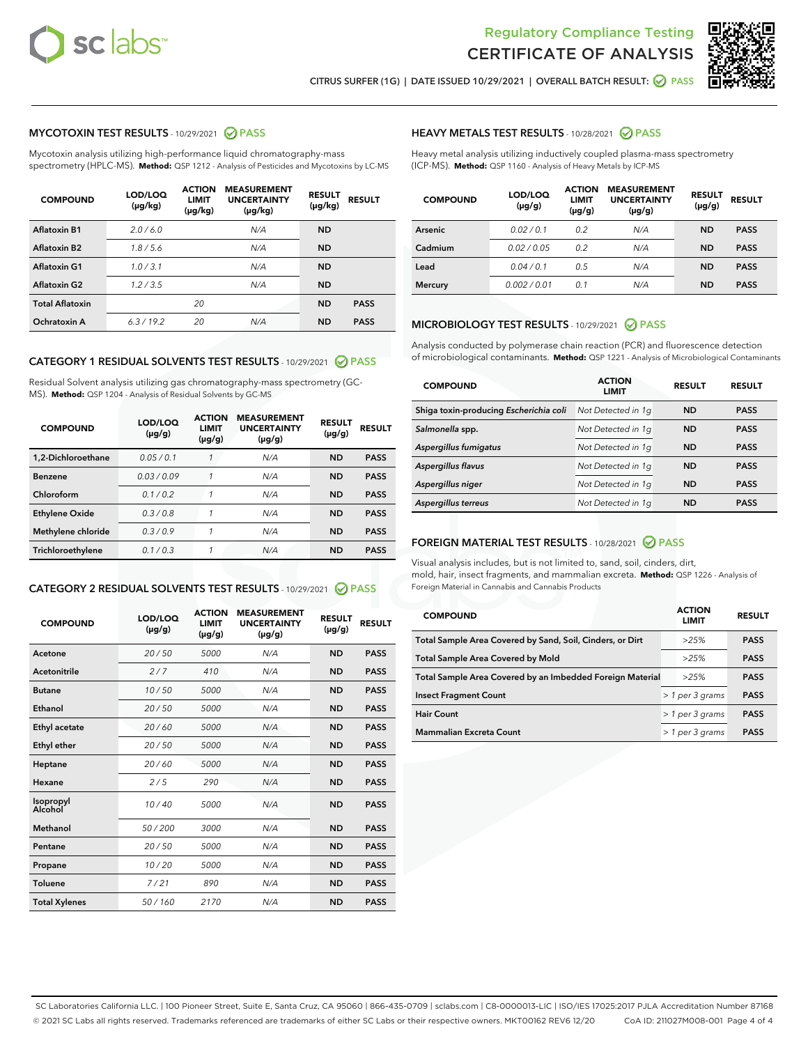# Regulatory Compliance Testing
# CERTIFICATE OF ANALYSIS

CITRUS SURFER (1G) | DATE ISSUED 10/29/2021 | OVERALL BATCH RESULT: PASS

## MYCOTOXIN TEST RESULTS - 10/29/2021 PASS

Mycotoxin analysis utilizing high-performance liquid chromatography-mass spectrometry (HPLC-MS). **Method:** QSP 1212 - Analysis of Pesticides and Mycotoxins by LC-MS

| COMPOUND | LOD/LOQ (µg/kg) | ACTION LIMIT (µg/kg) | MEASUREMENT UNCERTAINTY (µg/kg) | RESULT (µg/kg) | RESULT |
|---|---|---|---|---|---|
| Aflatoxin B1 | 2.0 / 6.0 | | N/A | ND | |
| Aflatoxin B2 | 1.8 / 5.6 | | N/A | ND | |
| Aflatoxin G1 | 1.0 / 3.1 | | N/A | ND | |
| Aflatoxin G2 | 1.2 / 3.5 | | N/A | ND | |
| Total Aflatoxin | | 20 | | ND | PASS |
| Ochratoxin A | 6.3 / 19.2 | 20 | N/A | ND | PASS |

## CATEGORY 1 RESIDUAL SOLVENTS TEST RESULTS - 10/29/2021 PASS

Residual Solvent analysis utilizing gas chromatography-mass spectrometry (GC-MS). **Method:** QSP 1204 - Analysis of Residual Solvents by GC-MS

| COMPOUND | LOD/LOQ (µg/g) | ACTION LIMIT (µg/g) | MEASUREMENT UNCERTAINTY (µg/g) | RESULT (µg/g) | RESULT |
|---|---|---|---|---|---|
| 1,2-Dichloroethane | 0.05 / 0.1 | 1 | N/A | ND | PASS |
| Benzene | 0.03 / 0.09 | 1 | N/A | ND | PASS |
| Chloroform | 0.1 / 0.2 | 1 | N/A | ND | PASS |
| Ethylene Oxide | 0.3 / 0.8 | 1 | N/A | ND | PASS |
| Methylene chloride | 0.3 / 0.9 | 1 | N/A | ND | PASS |
| Trichloroethylene | 0.1 / 0.3 | 1 | N/A | ND | PASS |

## CATEGORY 2 RESIDUAL SOLVENTS TEST RESULTS - 10/29/2021 PASS

| COMPOUND | LOD/LOQ (µg/g) | ACTION LIMIT (µg/g) | MEASUREMENT UNCERTAINTY (µg/g) | RESULT (µg/g) | RESULT |
|---|---|---|---|---|---|
| Acetone | 20 / 50 | 5000 | N/A | ND | PASS |
| Acetonitrile | 2 / 7 | 410 | N/A | ND | PASS |
| Butane | 10 / 50 | 5000 | N/A | ND | PASS |
| Ethanol | 20 / 50 | 5000 | N/A | ND | PASS |
| Ethyl acetate | 20 / 60 | 5000 | N/A | ND | PASS |
| Ethyl ether | 20 / 50 | 5000 | N/A | ND | PASS |
| Heptane | 20 / 60 | 5000 | N/A | ND | PASS |
| Hexane | 2 / 5 | 290 | N/A | ND | PASS |
| Isopropyl Alcohol | 10 / 40 | 5000 | N/A | ND | PASS |
| Methanol | 50 / 200 | 3000 | N/A | ND | PASS |
| Pentane | 20 / 50 | 5000 | N/A | ND | PASS |
| Propane | 10 / 20 | 5000 | N/A | ND | PASS |
| Toluene | 7 / 21 | 890 | N/A | ND | PASS |
| Total Xylenes | 50 / 160 | 2170 | N/A | ND | PASS |

## HEAVY METALS TEST RESULTS - 10/28/2021 PASS

Heavy metal analysis utilizing inductively coupled plasma-mass spectrometry (ICP-MS). **Method:** QSP 1160 - Analysis of Heavy Metals by ICP-MS

| COMPOUND | LOD/LOQ (µg/g) | ACTION LIMIT (µg/g) | MEASUREMENT UNCERTAINTY (µg/g) | RESULT (µg/g) | RESULT |
|---|---|---|---|---|---|
| Arsenic | 0.02 / 0.1 | 0.2 | N/A | ND | PASS |
| Cadmium | 0.02 / 0.05 | 0.2 | N/A | ND | PASS |
| Lead | 0.04 / 0.1 | 0.5 | N/A | ND | PASS |
| Mercury | 0.002 / 0.01 | 0.1 | N/A | ND | PASS |

## MICROBIOLOGY TEST RESULTS - 10/29/2021 PASS

Analysis conducted by polymerase chain reaction (PCR) and fluorescence detection of microbiological contaminants. **Method:** QSP 1221 - Analysis of Microbiological Contaminants

| COMPOUND | ACTION LIMIT | RESULT | RESULT |
|---|---|---|---|
| Shiga toxin-producing *Escherichia coli* | Not Detected in 1g | ND | PASS |
| *Salmonella* spp. | Not Detected in 1g | ND | PASS |
| *Aspergillus fumigatus* | Not Detected in 1g | ND | PASS |
| *Aspergillus flavus* | Not Detected in 1g | ND | PASS |
| *Aspergillus niger* | Not Detected in 1g | ND | PASS |
| *Aspergillus terreus* | Not Detected in 1g | ND | PASS |

## FOREIGN MATERIAL TEST RESULTS - 10/28/2021 PASS

Visual analysis includes, but is not limited to, sand, soil, cinders, dirt, mold, hair, insect fragments, and mammalian excreta. **Method:** QSP 1226 - Analysis of Foreign Material in Cannabis and Cannabis Products

| COMPOUND | ACTION LIMIT | RESULT |
|---|---|---|
| Total Sample Area Covered by Sand, Soil, Cinders, or Dirt | >25% | PASS |
| Total Sample Area Covered by Mold | >25% | PASS |
| Total Sample Area Covered by an Imbedded Foreign Material | >25% | PASS |
| Insect Fragment Count | > 1 per 3 grams | PASS |
| Hair Count | > 1 per 3 grams | PASS |
| Mammalian Excreta Count | > 1 per 3 grams | PASS |

SC Laboratories California LLC. | 100 Pioneer Street, Suite E, Santa Cruz, CA 95060 | 866-435-0709 | sclabs.com | C8-0000013-LIC | ISO/IES 17025:2017 PJLA Accreditation Number 87168
© 2021 SC Labs all rights reserved. Trademarks referenced are trademarks of either SC Labs or their respective owners. MKT00162 REV6 12/20 CoA ID: 211027M008-001